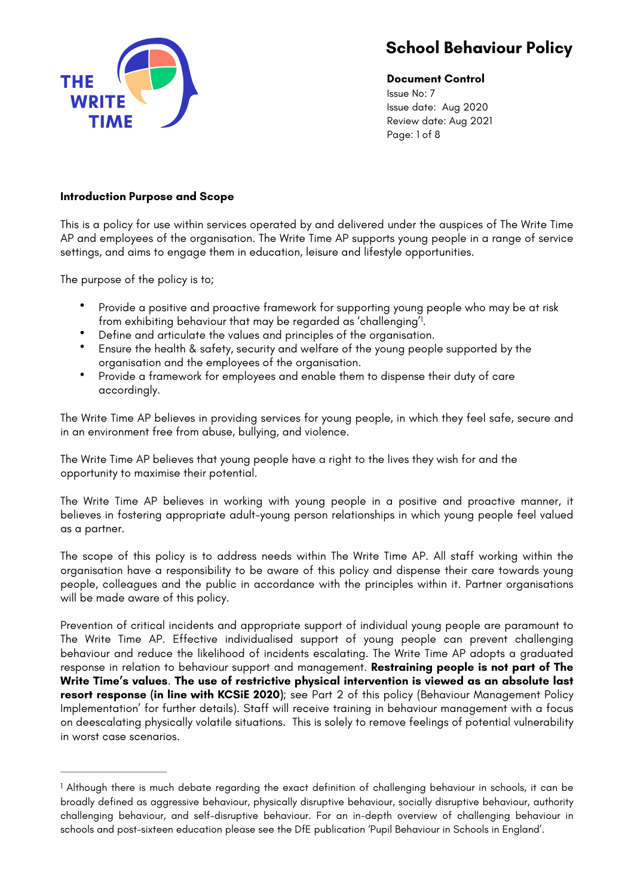# School Behaviour Policy

**Document Control**
Issue No: 7
Issue date: Aug 2020
Review date: Aug 2021

**Introduction Purpose and Scope**

This is a policy for use within services operated by and delivered under the auspices of The Write Time AP and employees of the organisation. The Write Time AP supports young people in a range of service settings, and aims to engage them in education, leisure and lifestyle opportunities.

The purpose of the policy is to;

- Provide a positive and proactive framework for supporting young people who may be at risk from exhibiting behaviour that may be regarded as 'challenging'[1].
- Define and articulate the values and principles of the organisation.
- Ensure the health & safety, security and welfare of the young people supported by the organisation and the employees of the organisation.
- Provide a framework for employees and enable them to dispense their duty of care accordingly.

The Write Time AP believes in providing services for young people, in which they feel safe, secure and in an environment free from abuse, bullying, and violence.

The Write Time AP believes that young people have a right to the lives they wish for and the opportunity to maximise their potential.

The Write Time AP believes in working with young people in a positive and proactive manner, it believes in fostering appropriate adult-young person relationships in which young people feel valued as a partner.

The scope of this policy is to address needs within The Write Time AP. All staff working within the organisation have a responsibility to be aware of this policy and dispense their care towards young people, colleagues and the public in accordance with the principles within it. Partner organisations will be made aware of this policy.

Prevention of critical incidents and appropriate support of individual young people are paramount to The Write Time AP. Effective individualised support of young people can prevent challenging behaviour and reduce the likelihood of incidents escalating. The Write Time AP adopts a graduated response in relation to behaviour support and management. **Restraining people is not part of The Write Time's values**. **The use of restrictive physical intervention is viewed as an absolute last resort response (in line with KCSiE 2020)**; see Part 2 of this policy (Behaviour Management Policy Implementation' for further details). Staff will receive training in behaviour management with a focus on deescalating physically volatile situations. This is solely to remove feelings of potential vulnerability in worst case scenarios.

---

[1] Although there is much debate regarding the exact definition of challenging behaviour in schools, it can be broadly defined as aggressive behaviour, physically disruptive behaviour, socially disruptive behaviour, authority challenging behaviour, and self-disruptive behaviour. For an in-depth overview of challenging behaviour in schools and post-sixteen education please see the DfE publication 'Pupil Behaviour in Schools in England'.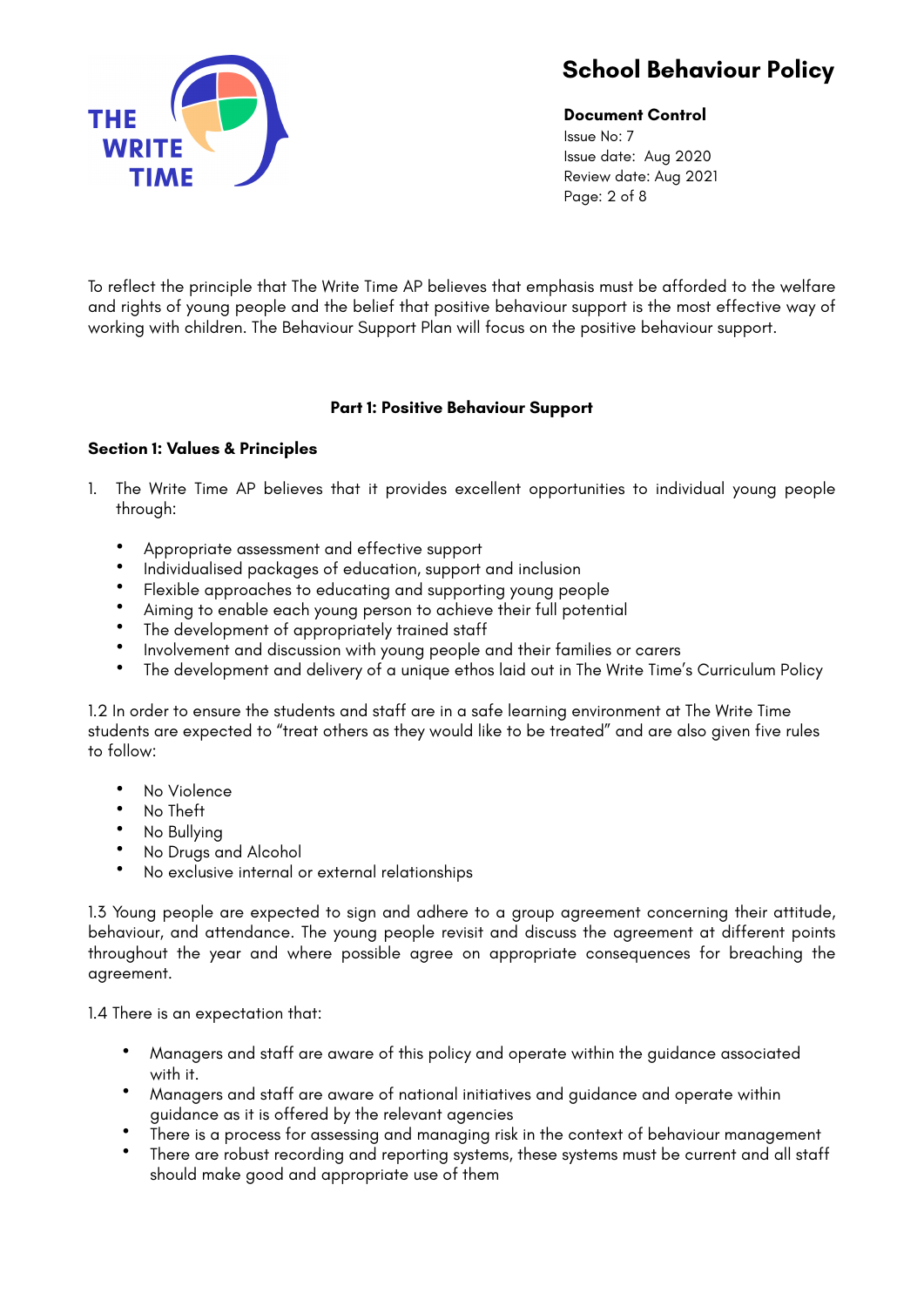To reflect the principle that The Write Time AP believes that emphasis must be afforded to the welfare and rights of young people and the belief that positive behaviour support is the most effective way of working with children. The Behaviour Support Plan will focus on the positive behaviour support.

## Part 1: Positive Behaviour Support

### Section 1: Values & Principles

1. The Write Time AP believes that it provides excellent opportunities to individual young people through:

   - Appropriate assessment and effective support
   - Individualised packages of education, support and inclusion
   - Flexible approaches to educating and supporting young people
   - Aiming to enable each young person to achieve their full potential
   - The development of appropriately trained staff
   - Involvement and discussion with young people and their families or carers
   - The development and delivery of a unique ethos laid out in The Write Time's Curriculum Policy

1.2 In order to ensure the students and staff are in a safe learning environment at The Write Time students are expected to "treat others as they would like to be treated" and are also given five rules to follow:

- No Violence
- No Theft
- No Bullying
- No Drugs and Alcohol
- No exclusive internal or external relationships

1.3 Young people are expected to sign and adhere to a group agreement concerning their attitude, behaviour, and attendance. The young people revisit and discuss the agreement at different points throughout the year and where possible agree on appropriate consequences for breaching the agreement.

1.4 There is an expectation that:

- Managers and staff are aware of this policy and operate within the guidance associated with it.
- Managers and staff are aware of national initiatives and guidance and operate within guidance as it is offered by the relevant agencies
- There is a process for assessing and managing risk in the context of behaviour management
- There are robust recording and reporting systems, these systems must be current and all staff should make good and appropriate use of them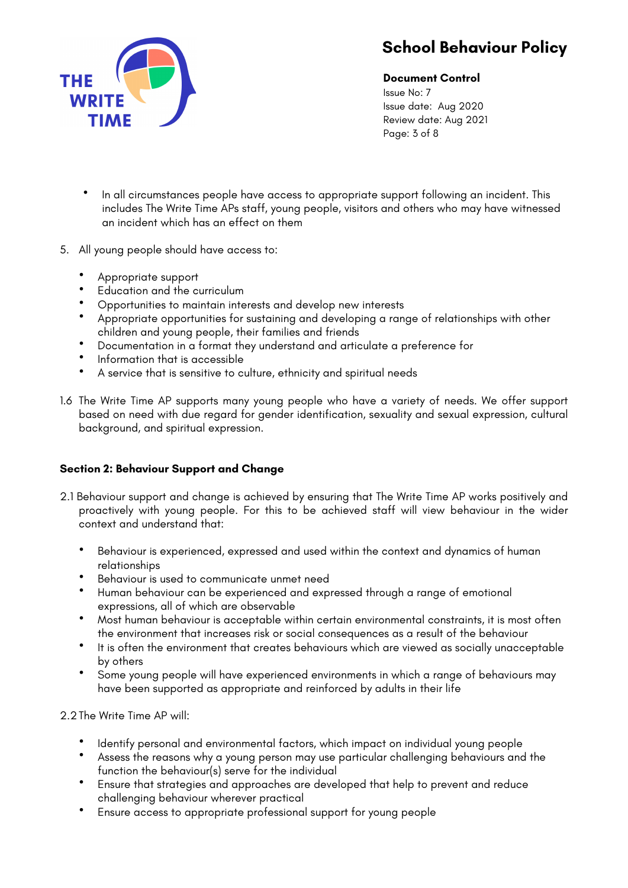- In all circumstances people have access to appropriate support following an incident. This includes The Write Time APs staff, young people, visitors and others who may have witnessed an incident which has an effect on them

5. All young people should have access to:

- Appropriate support
- Education and the curriculum
- Opportunities to maintain interests and develop new interests
- Appropriate opportunities for sustaining and developing a range of relationships with other children and young people, their families and friends
- Documentation in a format they understand and articulate a preference for
- Information that is accessible
- A service that is sensitive to culture, ethnicity and spiritual needs

1.6 The Write Time AP supports many young people who have a variety of needs. We offer support based on need with due regard for gender identification, sexuality and sexual expression, cultural background, and spiritual expression.

**Section 2: Behaviour Support and Change**

2.1 Behaviour support and change is achieved by ensuring that The Write Time AP works positively and proactively with young people. For this to be achieved staff will view behaviour in the wider context and understand that:

- Behaviour is experienced, expressed and used within the context and dynamics of human relationships
- Behaviour is used to communicate unmet need
- Human behaviour can be experienced and expressed through a range of emotional expressions, all of which are observable
- Most human behaviour is acceptable within certain environmental constraints, it is most often the environment that increases risk or social consequences as a result of the behaviour
- It is often the environment that creates behaviours which are viewed as socially unacceptable by others
- Some young people will have experienced environments in which a range of behaviours may have been supported as appropriate and reinforced by adults in their life

2.2 The Write Time AP will:

- Identify personal and environmental factors, which impact on individual young people
- Assess the reasons why a young person may use particular challenging behaviours and the function the behaviour(s) serve for the individual
- Ensure that strategies and approaches are developed that help to prevent and reduce challenging behaviour wherever practical
- Ensure access to appropriate professional support for young people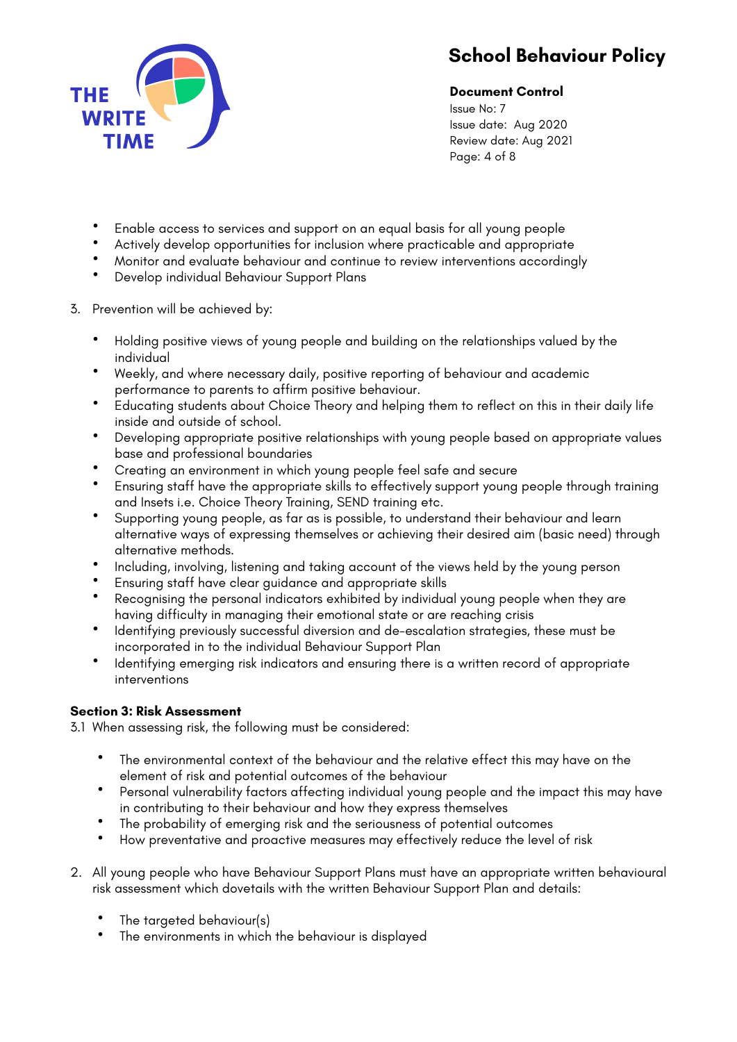- Enable access to services and support on an equal basis for all young people
- Actively develop opportunities for inclusion where practicable and appropriate
- Monitor and evaluate behaviour and continue to review interventions accordingly
- Develop individual Behaviour Support Plans

3. Prevention will be achieved by:

   - Holding positive views of young people and building on the relationships valued by the individual
   - Weekly, and where necessary daily, positive reporting of behaviour and academic performance to parents to affirm positive behaviour.
   - Educating students about Choice Theory and helping them to reflect on this in their daily life inside and outside of school.
   - Developing appropriate positive relationships with young people based on appropriate values base and professional boundaries
   - Creating an environment in which young people feel safe and secure
   - Ensuring staff have the appropriate skills to effectively support young people through training and Insets i.e. Choice Theory Training, SEND training etc.
   - Supporting young people, as far as is possible, to understand their behaviour and learn alternative ways of expressing themselves or achieving their desired aim (basic need) through alternative methods.
   - Including, involving, listening and taking account of the views held by the young person
   - Ensuring staff have clear guidance and appropriate skills
   - Recognising the personal indicators exhibited by individual young people when they are having difficulty in managing their emotional state or are reaching crisis
   - Identifying previously successful diversion and de-escalation strategies, these must be incorporated in to the individual Behaviour Support Plan
   - Identifying emerging risk indicators and ensuring there is a written record of appropriate interventions

**Section 3: Risk Assessment**

3.1 When assessing risk, the following must be considered:

- The environmental context of the behaviour and the relative effect this may have on the element of risk and potential outcomes of the behaviour
- Personal vulnerability factors affecting individual young people and the impact this may have in contributing to their behaviour and how they express themselves
- The probability of emerging risk and the seriousness of potential outcomes
- How preventative and proactive measures may effectively reduce the level of risk

2. All young people who have Behaviour Support Plans must have an appropriate written behavioural risk assessment which dovetails with the written Behaviour Support Plan and details:

   - The targeted behaviour(s)
   - The environments in which the behaviour is displayed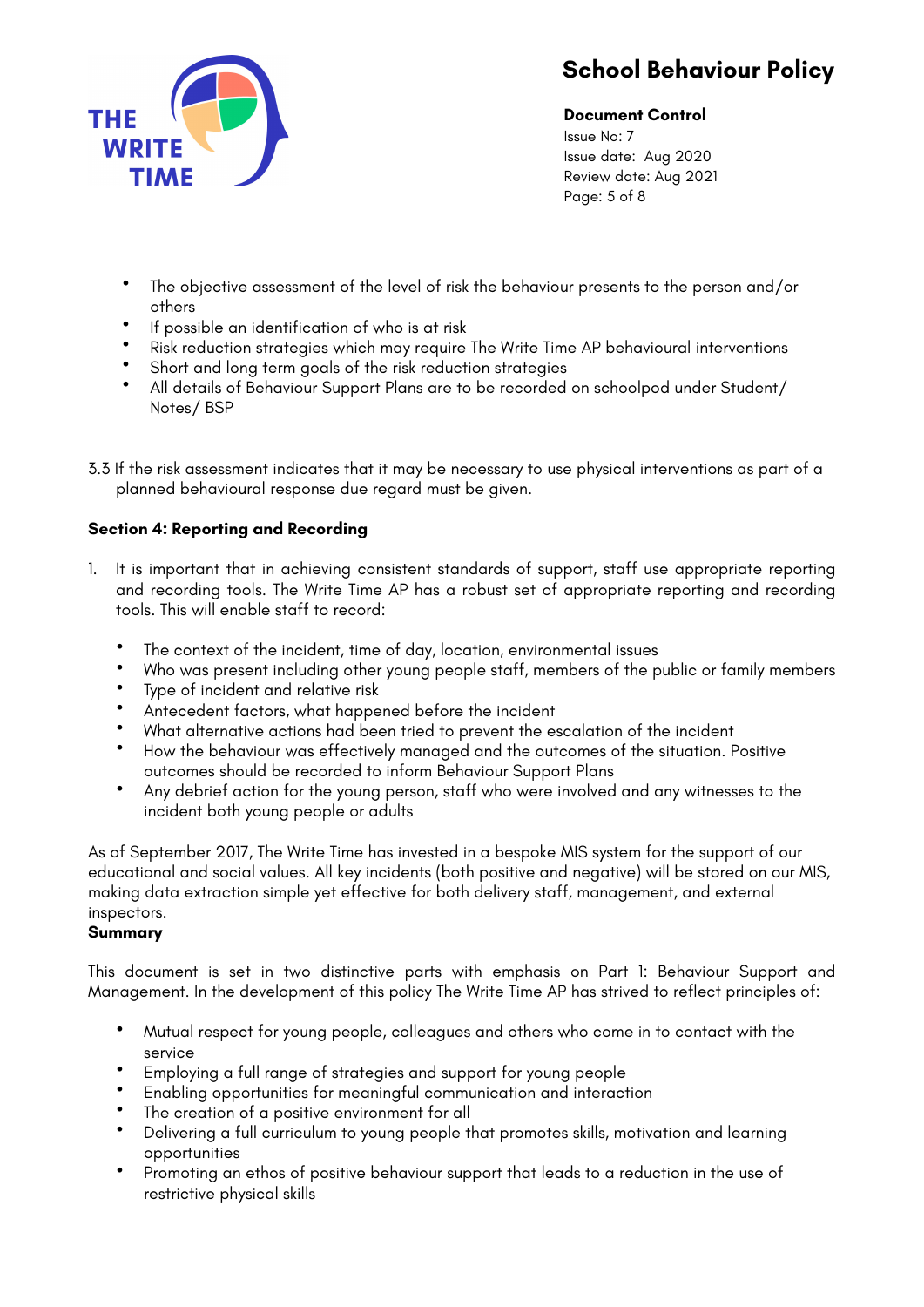- The objective assessment of the level of risk the behaviour presents to the person and/or others
- If possible an identification of who is at risk
- Risk reduction strategies which may require The Write Time AP behavioural interventions
- Short and long term goals of the risk reduction strategies
- All details of Behaviour Support Plans are to be recorded on schoolpod under Student/ Notes/ BSP

3.3 If the risk assessment indicates that it may be necessary to use physical interventions as part of a planned behavioural response due regard must be given.

**Section 4: Reporting and Recording**

1. It is important that in achieving consistent standards of support, staff use appropriate reporting and recording tools. The Write Time AP has a robust set of appropriate reporting and recording tools. This will enable staff to record:

   - The context of the incident, time of day, location, environmental issues
   - Who was present including other young people staff, members of the public or family members
   - Type of incident and relative risk
   - Antecedent factors, what happened before the incident
   - What alternative actions had been tried to prevent the escalation of the incident
   - How the behaviour was effectively managed and the outcomes of the situation. Positive outcomes should be recorded to inform Behaviour Support Plans
   - Any debrief action for the young person, staff who were involved and any witnesses to the incident both young people or adults

As of September 2017, The Write Time has invested in a bespoke MIS system for the support of our educational and social values. All key incidents (both positive and negative) will be stored on our MIS, making data extraction simple yet effective for both delivery staff, management, and external inspectors.

**Summary**

This document is set in two distinctive parts with emphasis on Part 1: Behaviour Support and Management. In the development of this policy The Write Time AP has strived to reflect principles of:

- Mutual respect for young people, colleagues and others who come in to contact with the service
- Employing a full range of strategies and support for young people
- Enabling opportunities for meaningful communication and interaction
- The creation of a positive environment for all
- Delivering a full curriculum to young people that promotes skills, motivation and learning opportunities
- Promoting an ethos of positive behaviour support that leads to a reduction in the use of restrictive physical skills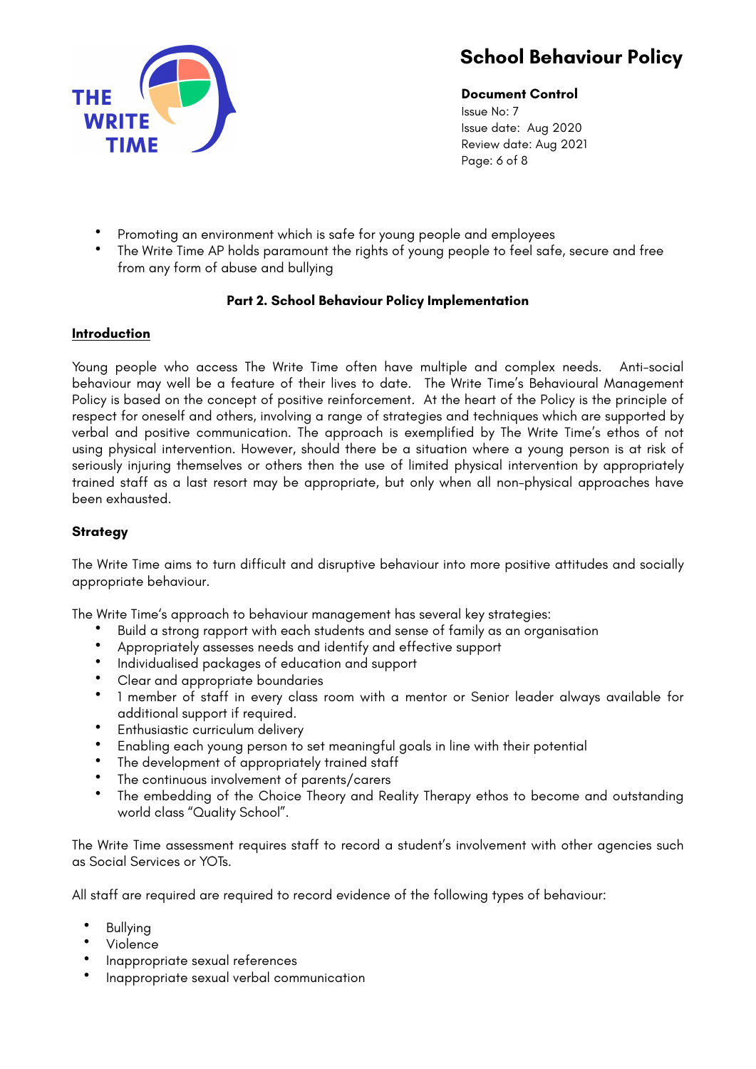- Promoting an environment which is safe for young people and employees
- The Write Time AP holds paramount the rights of young people to feel safe, secure and free from any form of abuse and bullying

**Part 2. School Behaviour Policy Implementation**

**Introduction**

Young people who access The Write Time often have multiple and complex needs. Anti-social behaviour may well be a feature of their lives to date. The Write Time's Behavioural Management Policy is based on the concept of positive reinforcement. At the heart of the Policy is the principle of respect for oneself and others, involving a range of strategies and techniques which are supported by verbal and positive communication. The approach is exemplified by The Write Time's ethos of not using physical intervention. However, should there be a situation where a young person is at risk of seriously injuring themselves or others then the use of limited physical intervention by appropriately trained staff as a last resort may be appropriate, but only when all non-physical approaches have been exhausted.

**Strategy**

The Write Time aims to turn difficult and disruptive behaviour into more positive attitudes and socially appropriate behaviour.

The Write Time's approach to behaviour management has several key strategies:

- Build a strong rapport with each students and sense of family as an organisation
- Appropriately assesses needs and identify and effective support
- Individualised packages of education and support
- Clear and appropriate boundaries
- 1 member of staff in every class room with a mentor or Senior leader always available for additional support if required.
- Enthusiastic curriculum delivery
- Enabling each young person to set meaningful goals in line with their potential
- The development of appropriately trained staff
- The continuous involvement of parents/carers
- The embedding of the Choice Theory and Reality Therapy ethos to become and outstanding world class "Quality School".

The Write Time assessment requires staff to record a student's involvement with other agencies such as Social Services or YOTs.

All staff are required are required to record evidence of the following types of behaviour:

- Bullying
- Violence
- Inappropriate sexual references
- Inappropriate sexual verbal communication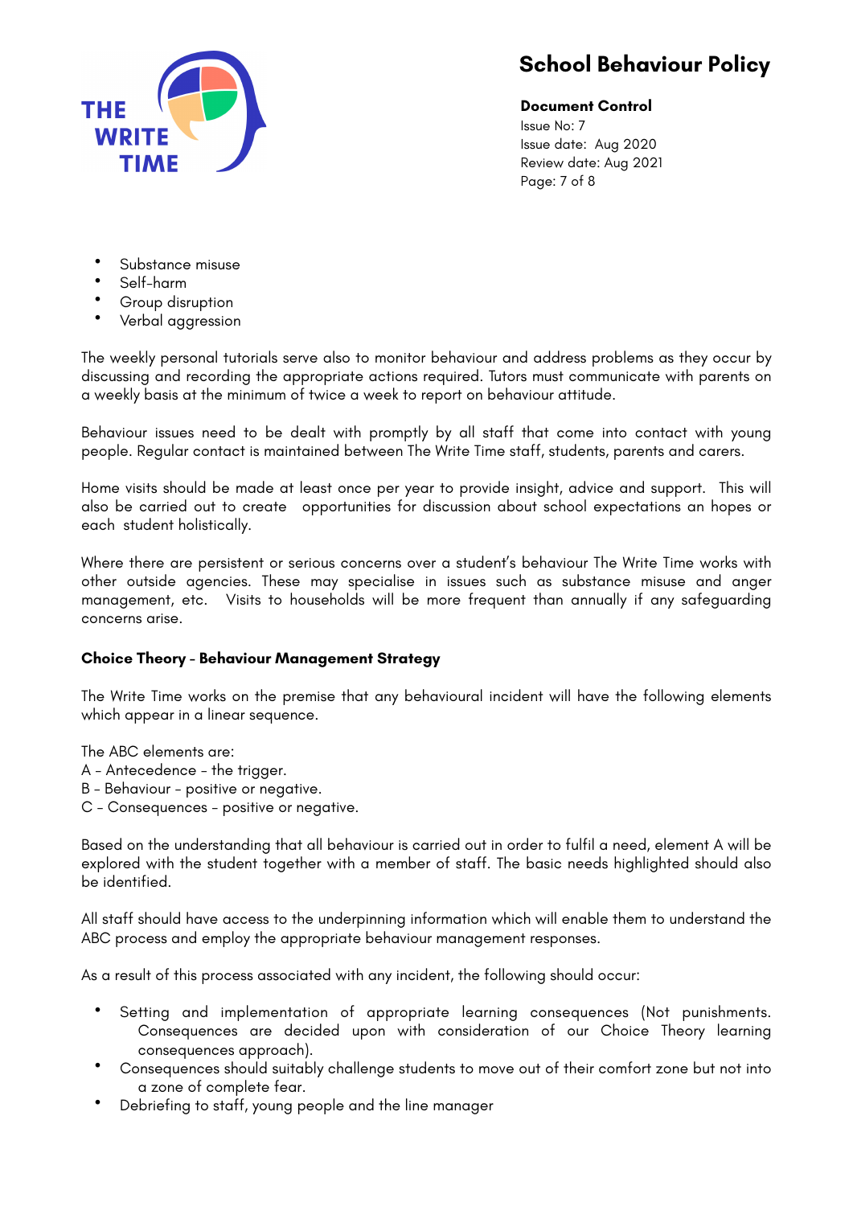- Substance misuse
- Self-harm
- Group disruption
- Verbal aggression

The weekly personal tutorials serve also to monitor behaviour and address problems as they occur by discussing and recording the appropriate actions required. Tutors must communicate with parents on a weekly basis at the minimum of twice a week to report on behaviour attitude.

Behaviour issues need to be dealt with promptly by all staff that come into contact with young people. Regular contact is maintained between The Write Time staff, students, parents and carers.

Home visits should be made at least once per year to provide insight, advice and support. This will also be carried out to create opportunities for discussion about school expectations an hopes or each student holistically.

Where there are persistent or serious concerns over a student's behaviour The Write Time works with other outside agencies. These may specialise in issues such as substance misuse and anger management, etc. Visits to households will be more frequent than annually if any safeguarding concerns arise.

**Choice Theory - Behaviour Management Strategy**

The Write Time works on the premise that any behavioural incident will have the following elements which appear in a linear sequence.

The ABC elements are:
A - Antecedence - the trigger.
B - Behaviour - positive or negative.
C - Consequences - positive or negative.

Based on the understanding that all behaviour is carried out in order to fulfil a need, element A will be explored with the student together with a member of staff. The basic needs highlighted should also be identified.

All staff should have access to the underpinning information which will enable them to understand the ABC process and employ the appropriate behaviour management responses.

As a result of this process associated with any incident, the following should occur:

- Setting and implementation of appropriate learning consequences (Not punishments. Consequences are decided upon with consideration of our Choice Theory learning consequences approach).
- Consequences should suitably challenge students to move out of their comfort zone but not into a zone of complete fear.
- Debriefing to staff, young people and the line manager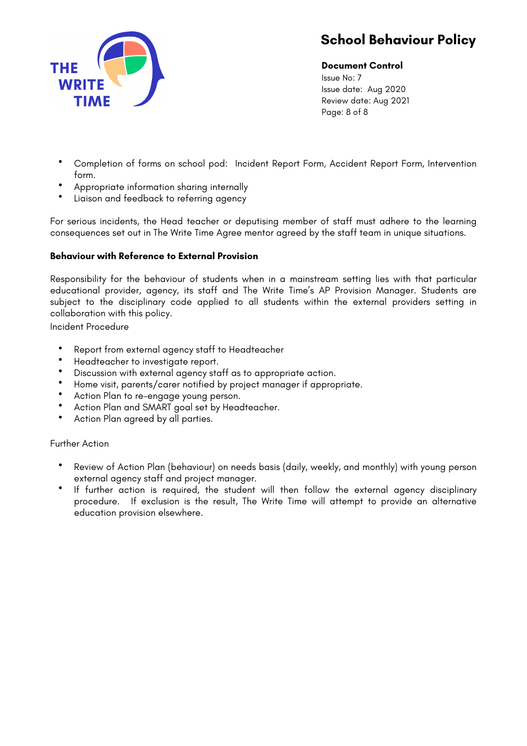- Completion of forms on school pod: Incident Report Form, Accident Report Form, Intervention form.
- Appropriate information sharing internally
- Liaison and feedback to referring agency

For serious incidents, the Head teacher or deputising member of staff must adhere to the learning consequences set out in The Write Time Agree mentor agreed by the staff team in unique situations.

**Behaviour with Reference to External Provision**

Responsibility for the behaviour of students when in a mainstream setting lies with that particular educational provider, agency, its staff and The Write Time's AP Provision Manager. Students are subject to the disciplinary code applied to all students within the external providers setting in collaboration with this policy.

Incident Procedure

- Report from external agency staff to Headteacher
- Headteacher to investigate report.
- Discussion with external agency staff as to appropriate action.
- Home visit, parents/carer notified by project manager if appropriate.
- Action Plan to re-engage young person.
- Action Plan and SMART goal set by Headteacher.
- Action Plan agreed by all parties.

Further Action

- Review of Action Plan (behaviour) on needs basis (daily, weekly, and monthly) with young person external agency staff and project manager.
- If further action is required, the student will then follow the external agency disciplinary procedure. If exclusion is the result, The Write Time will attempt to provide an alternative education provision elsewhere.